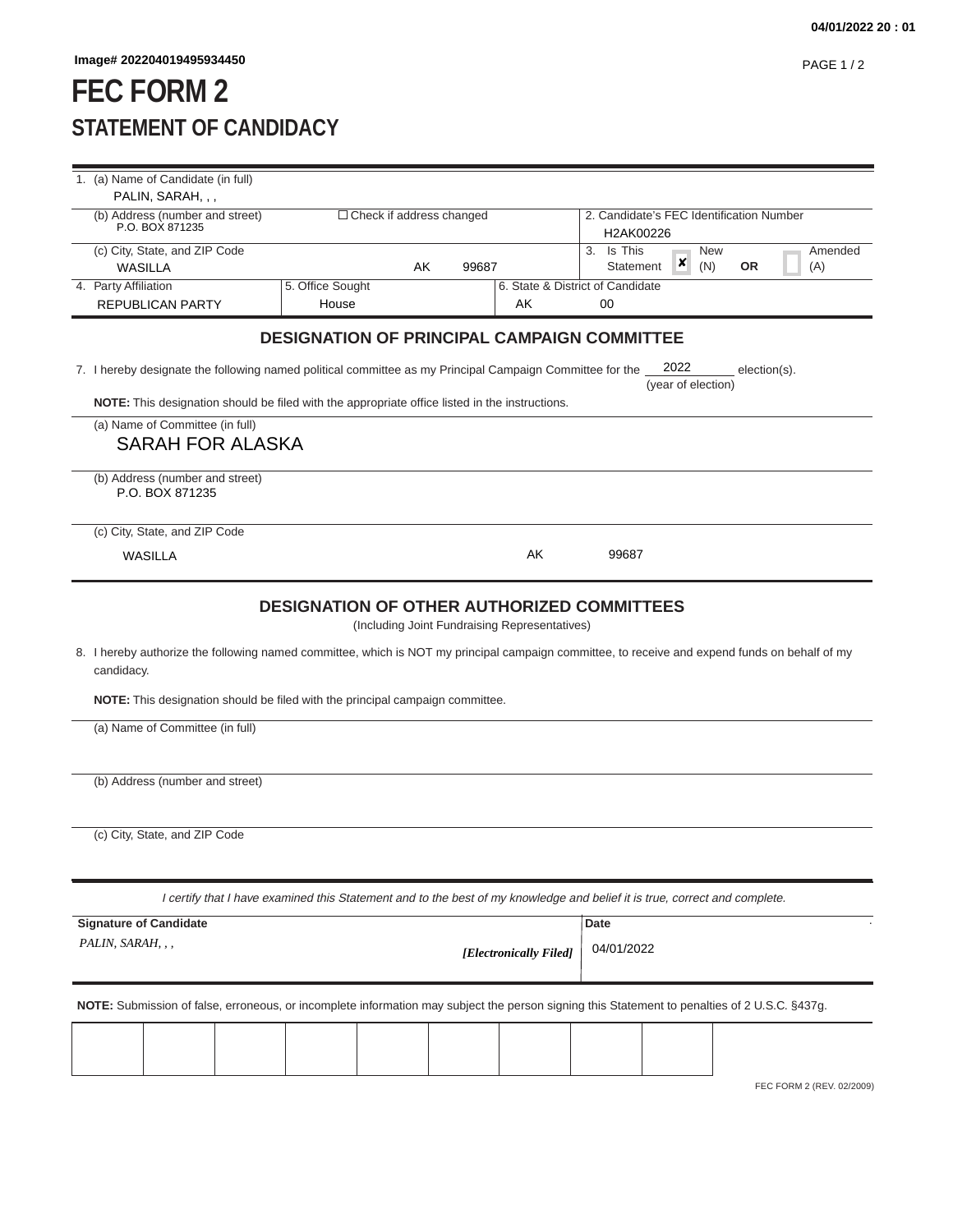Image# 202204019495934450

# FEC FORM 2

## STATEMENT OF CANDIDACY

1. (a) Name of Candidate (in full)
   PALIN, SARAH, , ,

   (b) Address (number and street)
   P.O. BOX 871235

   ☐ Check if address changed

   (c) City, State, and ZIP Code
   WASILLA AK 99687

2. Candidate's FEC Identification Number
   H2AK00226

3. Is This Statement ☒ New (N) **OR** ☐ Amended (A)

4. Party Affiliation
   REPUBLICAN PARTY

5. Office Sought
   House

6. State & District of Candidate
   AK 00

### DESIGNATION OF PRINCIPAL CAMPAIGN COMMITTEE

7. I hereby designate the following named political committee as my Principal Campaign Committee for the 2022 (year of election) election(s).

**NOTE:** This designation should be filed with the appropriate office listed in the instructions.

(a) Name of Committee (in full)
SARAH FOR ALASKA

(b) Address (number and street)
P.O. BOX 871235

(c) City, State, and ZIP Code
WASILLA AK 99687

### DESIGNATION OF OTHER AUTHORIZED COMMITTEES

(Including Joint Fundraising Representatives)

8. I hereby authorize the following named committee, which is NOT my principal campaign committee, to receive and expend funds on behalf of my candidacy.

**NOTE:** This designation should be filed with the principal campaign committee.

(a) Name of Committee (in full)

(b) Address (number and street)

(c) City, State, and ZIP Code

*I certify that I have examined this Statement and to the best of my knowledge and belief it is true, correct and complete.*

**Signature of Candidate**
*PALIN, SARAH, , ,* ***[Electronically Filed]***

**Date**
04/01/2022

**NOTE:** Submission of false, erroneous, or incomplete information may subject the person signing this Statement to penalties of 2 U.S.C. §437g.

FEC FORM 2 (REV. 02/2009)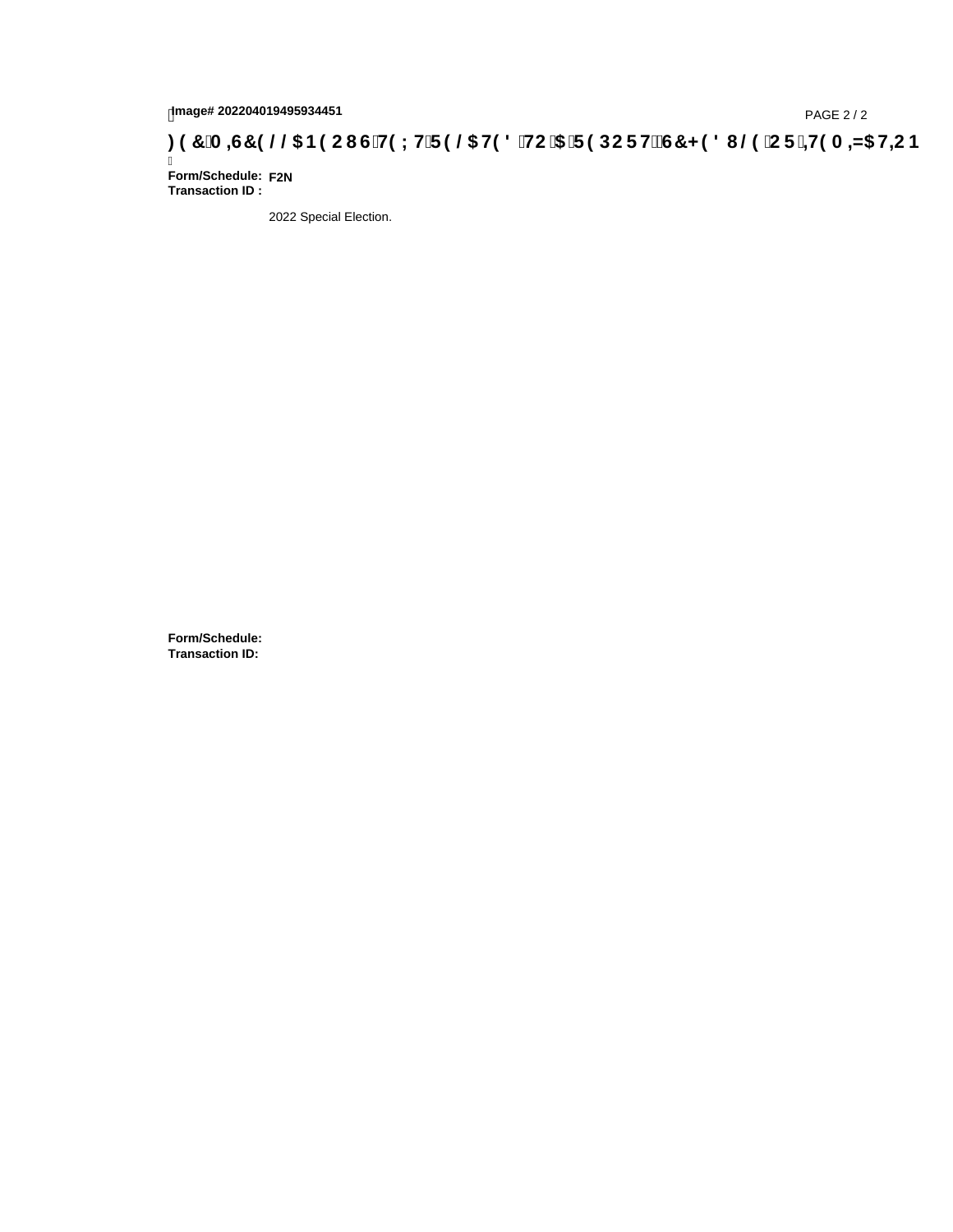**)(&0,6&(//$1(2867(;75(/$7('72$5(32576&+('8/(25,7(0,=$7,21**

**Form/Schedule:** **F2N**
**Transaction ID :**

2022 Special Election.

**Form/Schedule:**
**Transaction ID:**